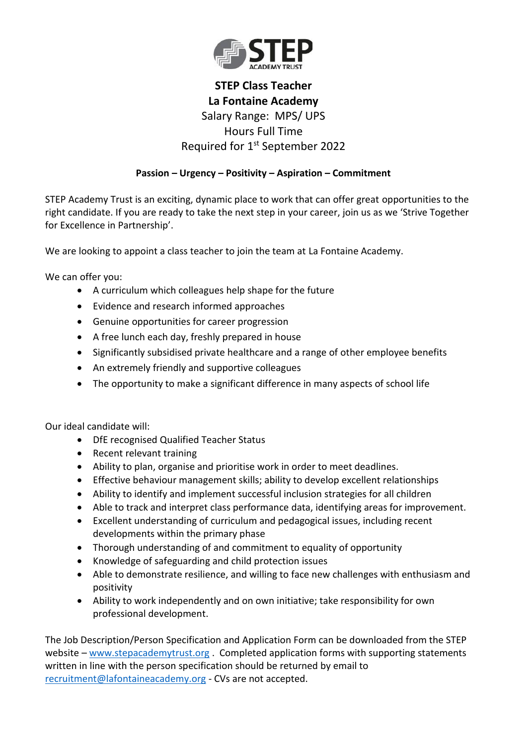# STEP Class Teacher

## La Fontaine Academy

Salary Range: MPS/ UPS

Hours Full Time

Required for 1st September 2022

**Passion – Urgency – Positivity – Aspiration – Commitment**

STEP Academy Trust is an exciting, dynamic place to work that can offer great opportunities to the right candidate. If you are ready to take the next step in your career, join us as we 'Strive Together for Excellence in Partnership'.

We are looking to appoint a class teacher to join the team at La Fontaine Academy.

We can offer you:

- A curriculum which colleagues help shape for the future
- Evidence and research informed approaches
- Genuine opportunities for career progression
- A free lunch each day, freshly prepared in house
- Significantly subsidised private healthcare and a range of other employee benefits
- An extremely friendly and supportive colleagues
- The opportunity to make a significant difference in many aspects of school life

Our ideal candidate will:

- DfE recognised Qualified Teacher Status
- Recent relevant training
- Ability to plan, organise and prioritise work in order to meet deadlines.
- Effective behaviour management skills; ability to develop excellent relationships
- Ability to identify and implement successful inclusion strategies for all children
- Able to track and interpret class performance data, identifying areas for improvement.
- Excellent understanding of curriculum and pedagogical issues, including recent developments within the primary phase
- Thorough understanding of and commitment to equality of opportunity
- Knowledge of safeguarding and child protection issues
- Able to demonstrate resilience, and willing to face new challenges with enthusiasm and positivity
- Ability to work independently and on own initiative; take responsibility for own professional development.

The Job Description/Person Specification and Application Form can be downloaded from the STEP website – [www.stepacademytrust.org](http://www.stepacademytrust.org) . Completed application forms with supporting statements written in line with the person specification should be returned by email to [recruitment@lafontaineacademy.org](mailto:recruitment@lafontaineacademy.org) - CVs are not accepted.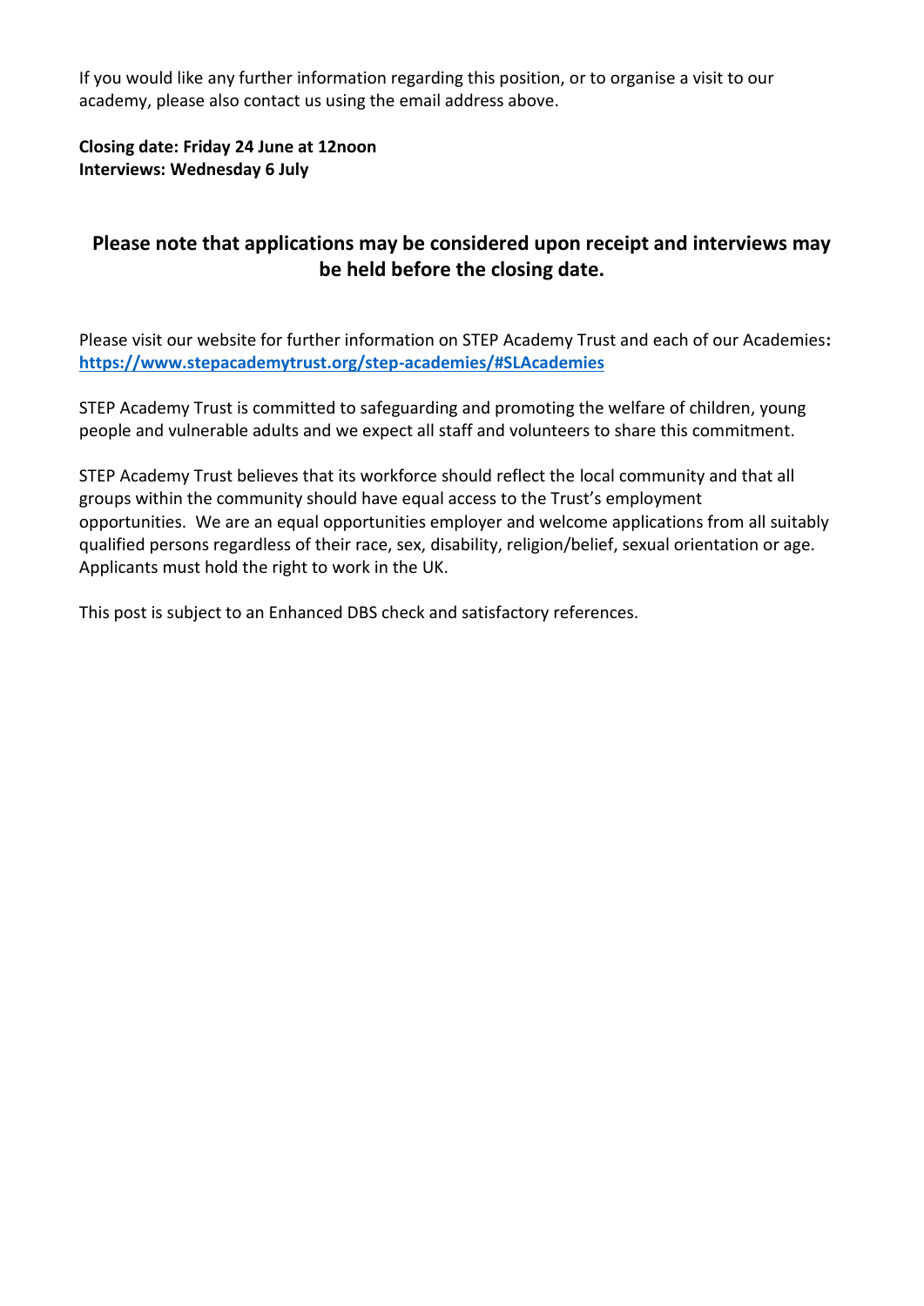If you would like any further information regarding this position, or to organise a visit to our academy, please also contact us using the email address above.

**Closing date: Friday 24 June at 12noon**
**Interviews: Wednesday 6 July**

**Please note that applications may be considered upon receipt and interviews may be held before the closing date.**

Please visit our website for further information on STEP Academy Trust and each of our Academies**:**
**https://www.stepacademytrust.org/step-academies/#SLAcademies**

STEP Academy Trust is committed to safeguarding and promoting the welfare of children, young people and vulnerable adults and we expect all staff and volunteers to share this commitment.

STEP Academy Trust believes that its workforce should reflect the local community and that all groups within the community should have equal access to the Trust's employment opportunities. We are an equal opportunities employer and welcome applications from all suitably qualified persons regardless of their race, sex, disability, religion/belief, sexual orientation or age. Applicants must hold the right to work in the UK.

This post is subject to an Enhanced DBS check and satisfactory references.